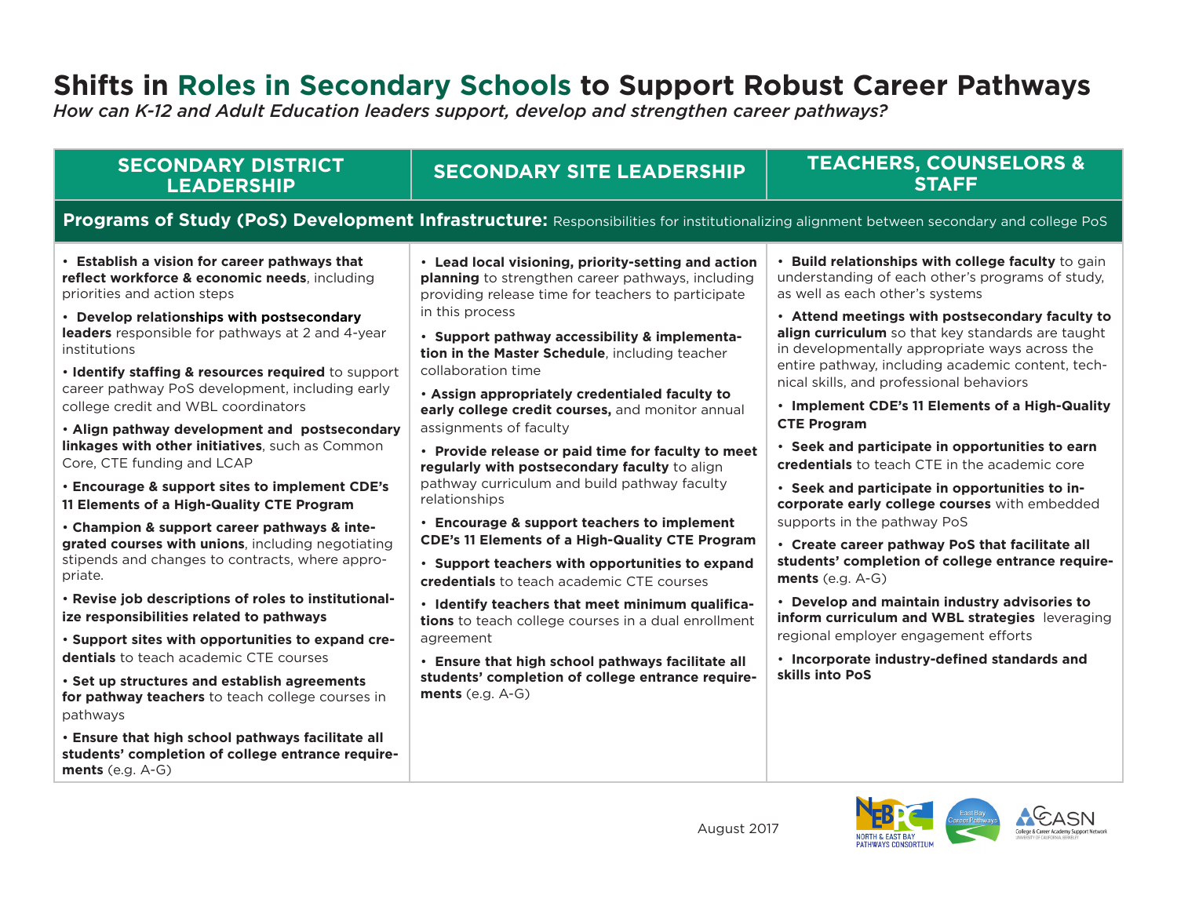# Shifts in Roles in Secondary Schools to Support Robust Career Pathways

*How can K-12 and Adult Education leaders support, develop and strengthen career pathways?*

| SECONDARY DISTRICT LEADERSHIP | SECONDARY SITE LEADERSHIP | TEACHERS, COUNSELORS & STAFF |
|---|---|---|
| **Programs of Study (PoS) Development Infrastructure:** Responsibilities for institutionalizing alignment between secondary and college PoS | | |
| • **Establish a vision for career pathways that reflect workforce & economic needs**, including priorities and action steps<br>• **Develop relationships with postsecondary leaders** responsible for pathways at 2 and 4-year institutions<br>• **Identify staffing & resources required** to support career pathway PoS development, including early college credit and WBL coordinators<br>• **Align pathway development and postsecondary linkages with other initiatives**, such as Common Core, CTE funding and LCAP<br>• **Encourage & support sites to implement CDE's 11 Elements of a High-Quality CTE Program**<br>• **Champion & support career pathways & integrated courses with unions**, including negotiating stipends and changes to contracts, where appropriate.<br>• **Revise job descriptions of roles to institutionalize responsibilities related to pathways**<br>• **Support sites with opportunities to expand credentials** to teach academic CTE courses<br>• **Set up structures and establish agreements for pathway teachers** to teach college courses in pathways<br>• **Ensure that high school pathways facilitate all students' completion of college entrance requirements** (e.g. A-G) | • **Lead local visioning, priority-setting and action planning** to strengthen career pathways, including providing release time for teachers to participate in this process<br>• **Support pathway accessibility & implementation in the Master Schedule**, including teacher collaboration time<br>• **Assign appropriately credentialed faculty to early college credit courses,** and monitor annual assignments of faculty<br>• **Provide release or paid time for faculty to meet regularly with postsecondary faculty** to align pathway curriculum and build pathway faculty relationships<br>• **Encourage & support teachers to implement CDE's 11 Elements of a High-Quality CTE Program**<br>• **Support teachers with opportunities to expand credentials** to teach academic CTE courses<br>• **Identify teachers that meet minimum qualifications** to teach college courses in a dual enrollment agreement<br>• **Ensure that high school pathways facilitate all students' completion of college entrance requirements** (e.g. A-G) | • **Build relationships with college faculty** to gain understanding of each other's programs of study, as well as each other's systems<br>• **Attend meetings with postsecondary faculty to align curriculum** so that key standards are taught in developmentally appropriate ways across the entire pathway, including academic content, technical skills, and professional behaviors<br>• **Implement CDE's 11 Elements of a High-Quality CTE Program**<br>• **Seek and participate in opportunities to earn credentials** to teach CTE in the academic core<br>• **Seek and participate in opportunities to incorporate early college courses** with embedded supports in the pathway PoS<br>• **Create career pathway PoS that facilitate all students' completion of college entrance requirements** (e.g. A-G)<br>• **Develop and maintain industry advisories to inform curriculum and WBL strategies** leveraging regional employer engagement efforts<br>• **Incorporate industry-defined standards and skills into PoS** |

August 2017

NORTH & EAST BAY PATHWAYS CONSORTIUM · East Bay Career Pathways · CCASN College & Career Academy Support Network, University of California, Berkeley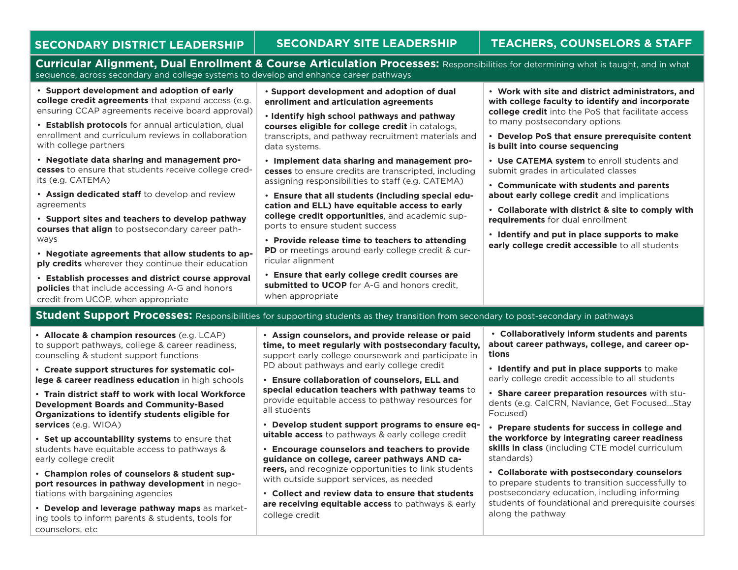| SECONDARY DISTRICT LEADERSHIP | SECONDARY SITE LEADERSHIP | TEACHERS, COUNSELORS & STAFF |
|---|---|---|
| **Curricular Alignment, Dual Enrollment & Course Articulation Processes:** Responsibilities for determining what is taught, and in what sequence, across secondary and college systems to develop and enhance career pathways | | |
| • **Support development and adoption of early college credit agreements** that expand access (e.g. ensuring CCAP agreements receive board approval)<br>• **Establish protocols** for annual articulation, dual enrollment and curriculum reviews in collaboration with college partners<br>• **Negotiate data sharing and management processes** to ensure that students receive college credits (e.g. CATEMA)<br>• **Assign dedicated staff** to develop and review agreements<br>• **Support sites and teachers to develop pathway courses that align** to postsecondary career pathways<br>• **Negotiate agreements that allow students to apply credits** wherever they continue their education<br>• **Establish processes and district course approval policies** that include accessing A-G and honors credit from UCOP, when appropriate | • **Support development and adoption of dual enrollment and articulation agreements**<br>• **Identify high school pathways and pathway courses eligible for college credit** in catalogs, transcripts, and pathway recruitment materials and data systems.<br>• **Implement data sharing and management processes** to ensure credits are transcripted, including assigning responsibilities to staff (e.g. CATEMA)<br>• **Ensure that all students (including special education and ELL) have equitable access to early college credit opportunities**, and academic supports to ensure student success<br>• **Provide release time to teachers to attending PD** or meetings around early college credit & curricular alignment<br>• **Ensure that early college credit courses are submitted to UCOP** for A-G and honors credit, when appropriate | • **Work with site and district administrators, and with college faculty to identify and incorporate college credit** into the PoS that facilitate access to many postsecondary options<br>• **Develop PoS that ensure prerequisite content is built into course sequencing**<br>• **Use CATEMA system** to enroll students and submit grades in articulated classes<br>• **Communicate with students and parents about early college credit** and implications<br>• **Collaborate with district & site to comply with requirements** for dual enrollment<br>• **Identify and put in place supports to make early college credit accessible** to all students |
| **Student Support Processes:** Responsibilities for supporting students as they transition from secondary to post-secondary in pathways | | |
| • **Allocate & champion resources** (e.g. LCAP) to support pathways, college & career readiness, counseling & student support functions<br>• **Create support structures for systematic college & career readiness education** in high schools<br>• **Train district staff to work with local Workforce Development Boards and Community-Based Organizations to identify students eligible for services** (e.g. WIOA)<br>• **Set up accountability systems** to ensure that students have equitable access to pathways & early college credit<br>• **Champion roles of counselors & student support resources in pathway development** in negotiations with bargaining agencies<br>• **Develop and leverage pathway maps** as marketing tools to inform parents & students, tools for counselors, etc | • **Assign counselors, and provide release or paid time, to meet regularly with postsecondary faculty,** support early college coursework and participate in PD about pathways and early college credit<br>• **Ensure collaboration of counselors, ELL and special education teachers with pathway teams** to provide equitable access to pathway resources for all students<br>• **Develop student support programs to ensure equitable access** to pathways & early college credit<br>• **Encourage counselors and teachers to provide guidance on college, career pathways AND careers,** and recognize opportunities to link students with outside support services, as needed<br>• **Collect and review data to ensure that students are receiving equitable access** to pathways & early college credit | • **Collaboratively inform students and parents about career pathways, college, and career options**<br>• **Identify and put in place supports** to make early college credit accessible to all students<br>• **Share career preparation resources** with students (e.g. CalCRN, Naviance, Get Focused...Stay Focused)<br>• **Prepare students for success in college and the workforce by integrating career readiness skills in class** (including CTE model curriculum standards)<br>• **Collaborate with postsecondary counselors** to prepare students to transition successfully to postsecondary education, including informing students of foundational and prerequisite courses along the pathway |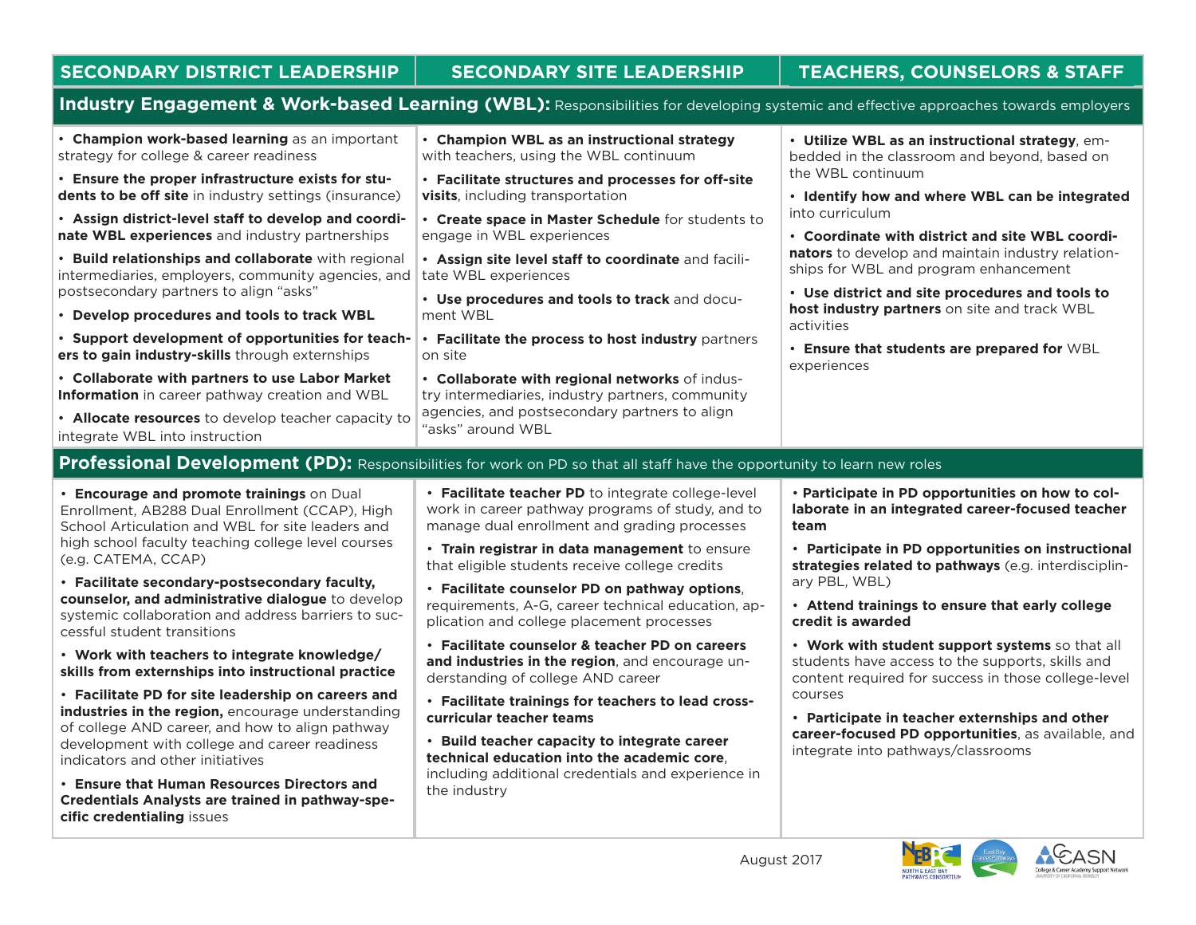| SECONDARY DISTRICT LEADERSHIP | SECONDARY SITE LEADERSHIP | TEACHERS, COUNSELORS & STAFF |
|---|---|---|
| **Industry Engagement & Work-based Learning (WBL):** Responsibilities for developing systemic and effective approaches towards employers | | |
| • **Champion work-based learning** as an important strategy for college & career readiness<br>• **Ensure the proper infrastructure exists for students to be off site** in industry settings (insurance)<br>• **Assign district-level staff to develop and coordinate WBL experiences** and industry partnerships<br>• **Build relationships and collaborate** with regional intermediaries, employers, community agencies, and postsecondary partners to align "asks"<br>• **Develop procedures and tools to track WBL**<br>• **Support development of opportunities for teachers to gain industry-skills** through externships<br>• **Collaborate with partners to use Labor Market Information** in career pathway creation and WBL<br>• **Allocate resources** to develop teacher capacity to integrate WBL into instruction | • **Champion WBL as an instructional strategy** with teachers, using the WBL continuum<br>• **Facilitate structures and processes for off-site visits**, including transportation<br>• **Create space in Master Schedule** for students to engage in WBL experiences<br>• **Assign site level staff to coordinate** and facilitate WBL experiences<br>• **Use procedures and tools to track** and document WBL<br>• **Facilitate the process to host industry** partners on site<br>• **Collaborate with regional networks** of industry intermediaries, industry partners, community agencies, and postsecondary partners to align "asks" around WBL | • **Utilize WBL as an instructional strategy**, embedded in the classroom and beyond, based on the WBL continuum<br>• **Identify how and where WBL can be integrated** into curriculum<br>• **Coordinate with district and site WBL coordinators** to develop and maintain industry relationships for WBL and program enhancement<br>• **Use district and site procedures and tools to host industry partners** on site and track WBL activities<br>• **Ensure that students are prepared for** WBL experiences |
| **Professional Development (PD):** Responsibilities for work on PD so that all staff have the opportunity to learn new roles | | |
| • **Encourage and promote trainings** on Dual Enrollment, AB288 Dual Enrollment (CCAP), High School Articulation and WBL for site leaders and high school faculty teaching college level courses (e.g. CATEMA, CCAP)<br>• **Facilitate secondary-postsecondary faculty, counselor, and administrative dialogue** to develop systemic collaboration and address barriers to successful student transitions<br>• **Work with teachers to integrate knowledge/skills from externships into instructional practice**<br>• **Facilitate PD for site leadership on careers and industries in the region,** encourage understanding of college AND career, and how to align pathway development with college and career readiness indicators and other initiatives<br>• **Ensure that Human Resources Directors and Credentials Analysts are trained in pathway-specific credentialing** issues | • **Facilitate teacher PD** to integrate college-level work in career pathway programs of study, and to manage dual enrollment and grading processes<br>• **Train registrar in data management** to ensure that eligible students receive college credits<br>• **Facilitate counselor PD on pathway options**, requirements, A-G, career technical education, application and college placement processes<br>• **Facilitate counselor & teacher PD on careers and industries in the region**, and encourage understanding of college AND career<br>• **Facilitate trainings for teachers to lead cross-curricular teacher teams**<br>• **Build teacher capacity to integrate career technical education into the academic core**, including additional credentials and experience in the industry | • **Participate in PD opportunities on how to collaborate in an integrated career-focused teacher team**<br>• **Participate in PD opportunities on instructional strategies related to pathways** (e.g. interdisciplinary PBL, WBL)<br>• **Attend trainings to ensure that early college credit is awarded**<br>• **Work with student support systems** so that all students have access to the supports, skills and content required for success in those college-level courses<br>• **Participate in teacher externships and other career-focused PD opportunities**, as available, and integrate into pathways/classrooms |

August 2017